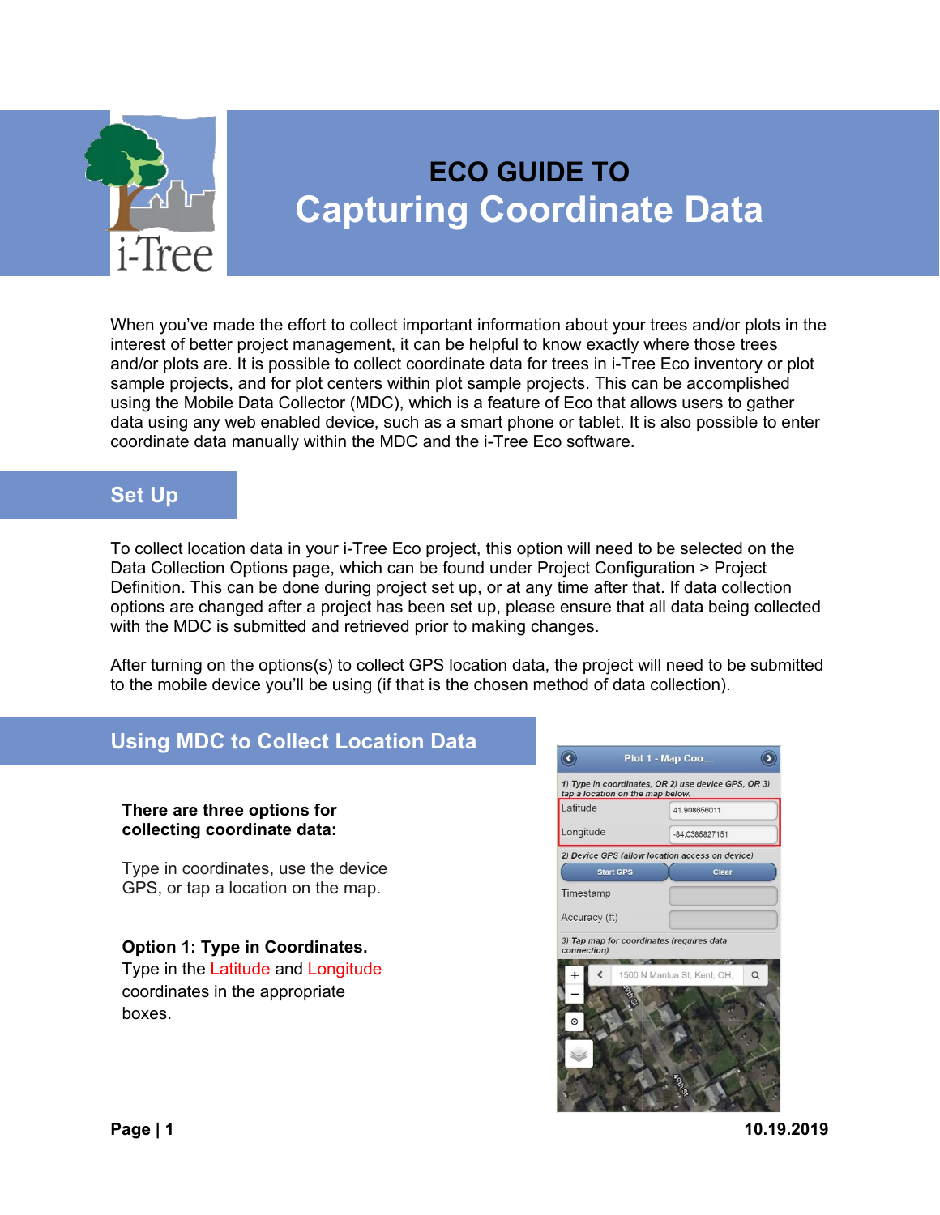# ECO GUIDE TO
# Capturing Coordinate Data

When you've made the effort to collect important information about your trees and/or plots in the interest of better project management, it can be helpful to know exactly where those trees and/or plots are. It is possible to collect coordinate data for trees in i-Tree Eco inventory or plot sample projects, and for plot centers within plot sample projects. This can be accomplished using the Mobile Data Collector (MDC), which is a feature of Eco that allows users to gather data using any web enabled device, such as a smart phone or tablet. It is also possible to enter coordinate data manually within the MDC and the i-Tree Eco software.

## Set Up

To collect location data in your i-Tree Eco project, this option will need to be selected on the Data Collection Options page, which can be found under Project Configuration > Project Definition. This can be done during project set up, or at any time after that. If data collection options are changed after a project has been set up, please ensure that all data being collected with the MDC is submitted and retrieved prior to making changes.

After turning on the options(s) to collect GPS location data, the project will need to be submitted to the mobile device you'll be using (if that is the chosen method of data collection).

## Using MDC to Collect Location Data

**There are three options for collecting coordinate data:**

Type in coordinates, use the device GPS, or tap a location on the map.

**Option 1: Type in Coordinates.**
Type in the Latitude and Longitude coordinates in the appropriate boxes.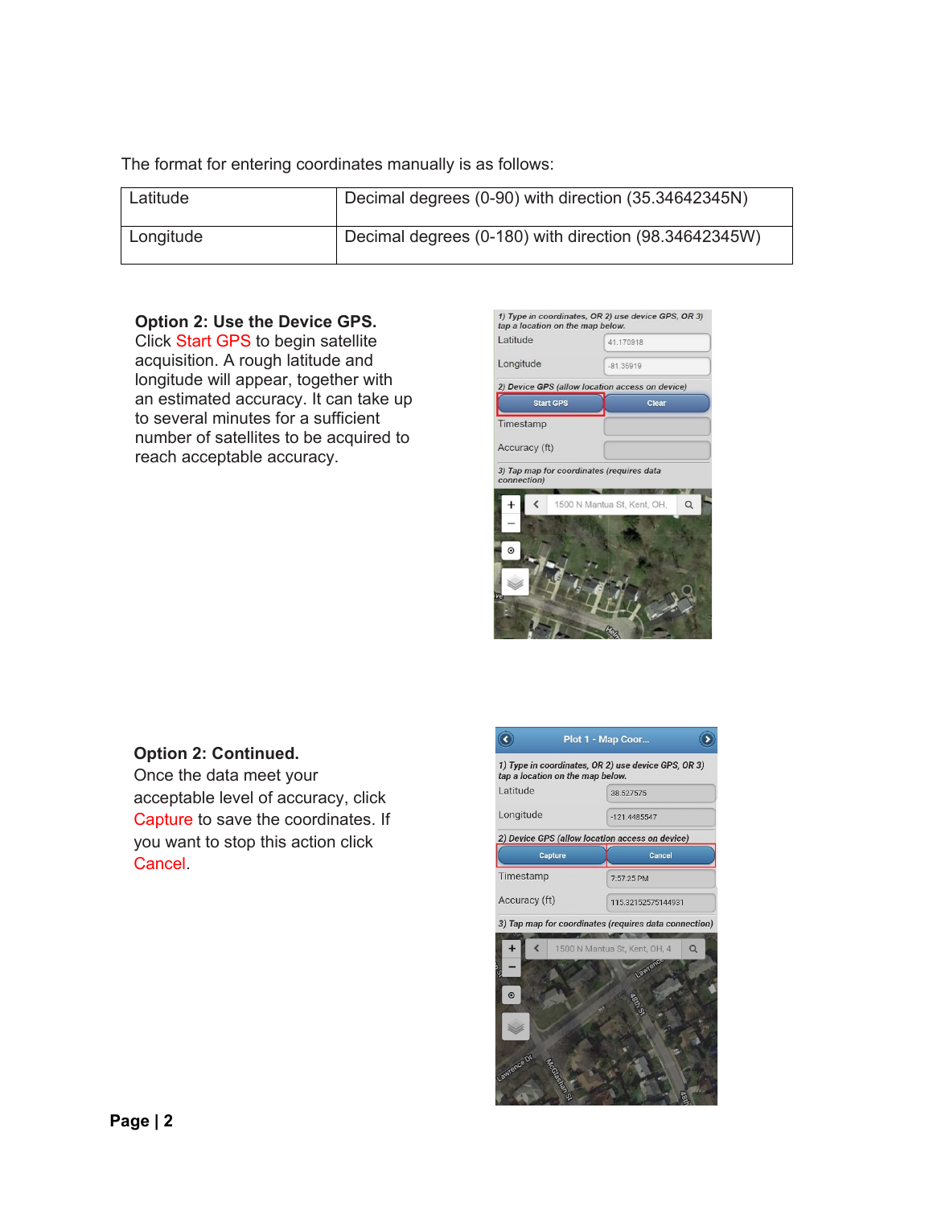The format for entering coordinates manually is as follows:

| Latitude | Decimal degrees (0-90) with direction (35.34642345N) |
| --- | --- |
| Longitude | Decimal degrees (0-180) with direction (98.34642345W) |

**Option 2: Use the Device GPS.**
Click Start GPS to begin satellite acquisition. A rough latitude and longitude will appear, together with an estimated accuracy. It can take up to several minutes for a sufficient number of satellites to be acquired to reach acceptable accuracy.

**Option 2: Continued.**
Once the data meet your acceptable level of accuracy, click Capture to save the coordinates. If you want to stop this action click Cancel.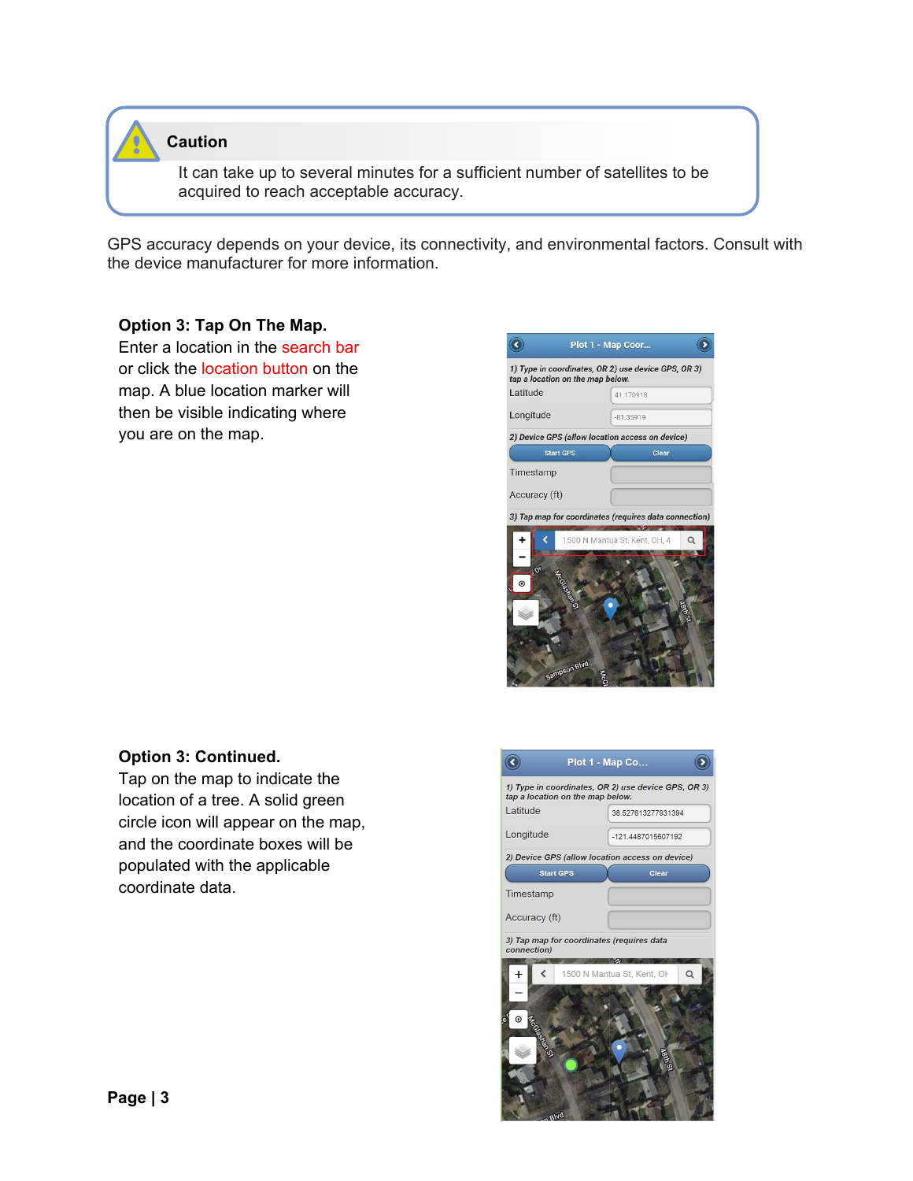> **Caution**
>
> It can take up to several minutes for a sufficient number of satellites to be acquired to reach acceptable accuracy.

GPS accuracy depends on your device, its connectivity, and environmental factors. Consult with the device manufacturer for more information.

**Option 3: Tap On The Map.**

Enter a location in the search bar or click the location button on the map. A blue location marker will then be visible indicating where you are on the map.

**Option 3: Continued.**

Tap on the map to indicate the location of a tree. A solid green circle icon will appear on the map, and the coordinate boxes will be populated with the applicable coordinate data.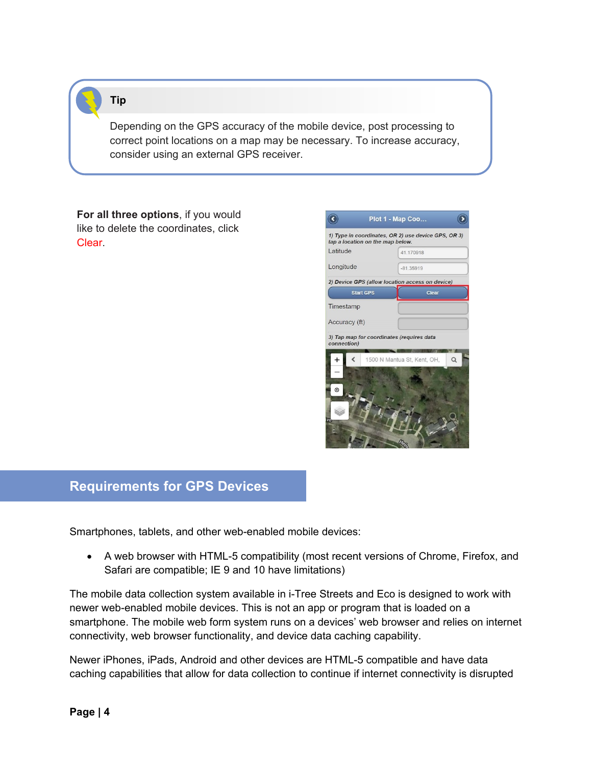**Tip**

Depending on the GPS accuracy of the mobile device, post processing to correct point locations on a map may be necessary. To increase accuracy, consider using an external GPS receiver.

**For all three options**, if you would like to delete the coordinates, click Clear.

## Requirements for GPS Devices

Smartphones, tablets, and other web-enabled mobile devices:

- A web browser with HTML-5 compatibility (most recent versions of Chrome, Firefox, and Safari are compatible; IE 9 and 10 have limitations)

The mobile data collection system available in i-Tree Streets and Eco is designed to work with newer web-enabled mobile devices. This is not an app or program that is loaded on a smartphone. The mobile web form system runs on a devices' web browser and relies on internet connectivity, web browser functionality, and device data caching capability.

Newer iPhones, iPads, Android and other devices are HTML-5 compatible and have data caching capabilities that allow for data collection to continue if internet connectivity is disrupted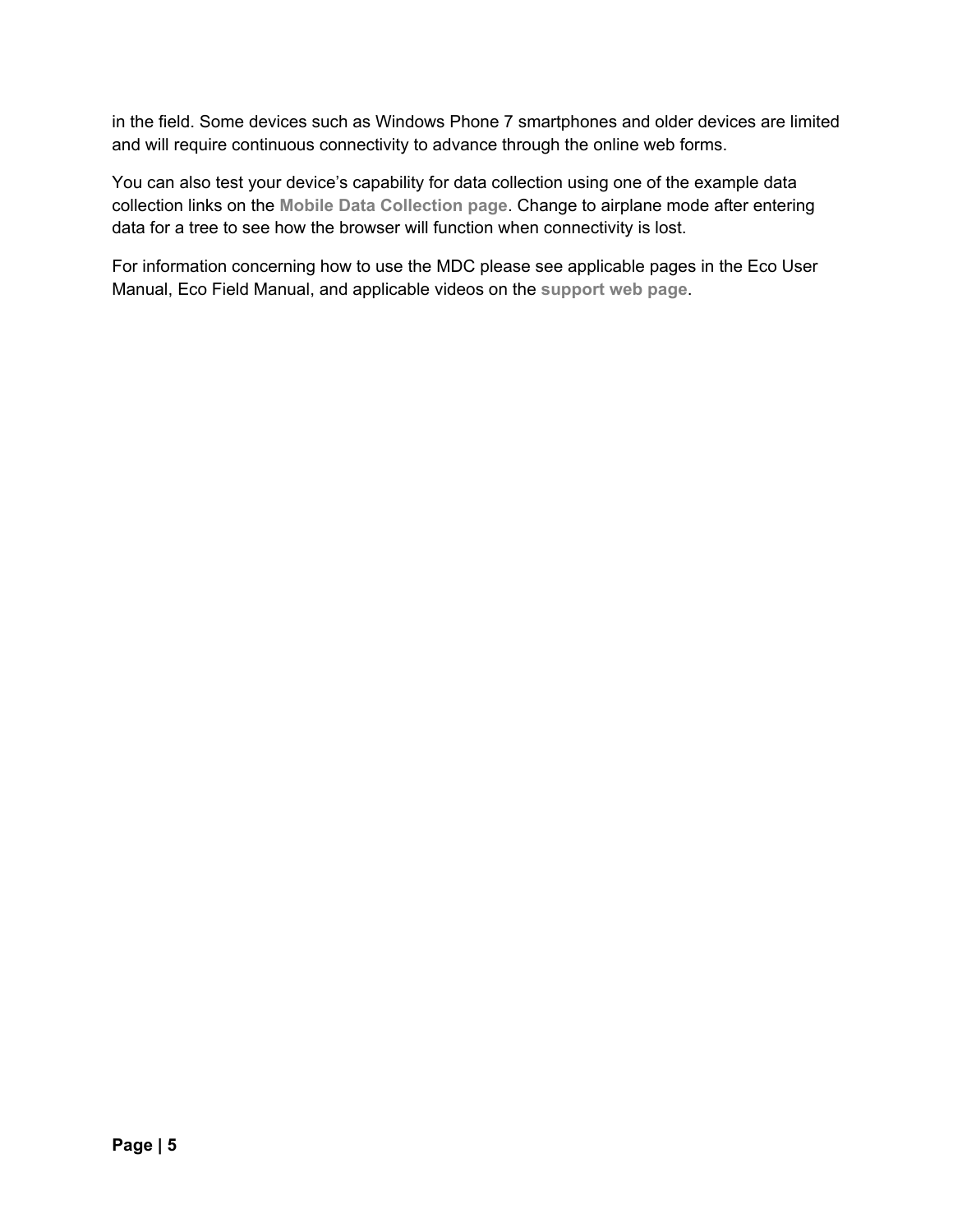in the field. Some devices such as Windows Phone 7 smartphones and older devices are limited and will require continuous connectivity to advance through the online web forms.

You can also test your device's capability for data collection using one of the example data collection links on the **Mobile Data Collection page**. Change to airplane mode after entering data for a tree to see how the browser will function when connectivity is lost.

For information concerning how to use the MDC please see applicable pages in the Eco User Manual, Eco Field Manual, and applicable videos on the **support web page**.